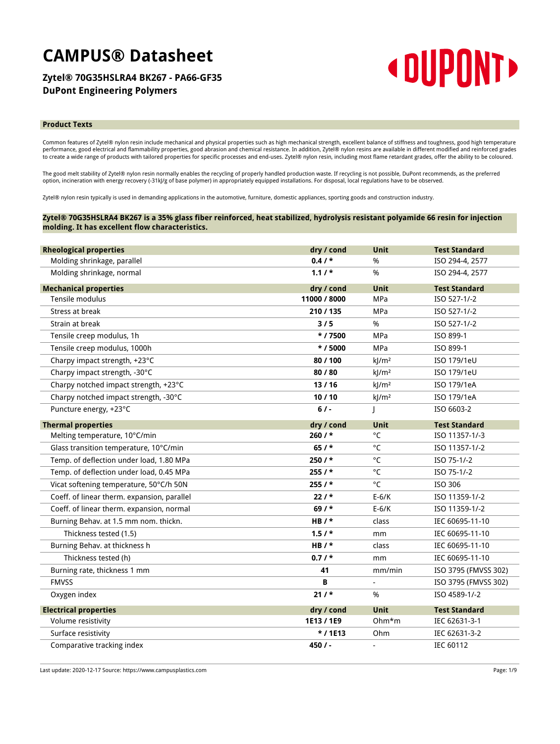# CAMPUS® Datasheet

## Zytel® 70G35HSLRA4 BK267 - PA66-GF35
## DuPont Engineering Polymers

### Product Texts

Common features of Zytel® nylon resin include mechanical and physical properties such as high mechanical strength, excellent balance of stiffness and toughness, good high temperature performance, good electrical and flammability properties, good abrasion and chemical resistance. In addition, Zytel® nylon resins are available in different modified and reinforced grades to create a wide range of products with tailored properties for specific processes and end-uses. Zytel® nylon resin, including most flame retardant grades, offer the ability to be coloured.

The good melt stability of Zytel® nylon resin normally enables the recycling of properly handled production waste. If recycling is not possible, DuPont recommends, as the preferred option, incineration with energy recovery (-31kJ/g of base polymer) in appropriately equipped installations. For disposal, local regulations have to be observed.

Zytel® nylon resin typically is used in demanding applications in the automotive, furniture, domestic appliances, sporting goods and construction industry.

**Zytel® 70G35HSLRA4 BK267 is a 35% glass fiber reinforced, heat stabilized, hydrolysis resistant polyamide 66 resin for injection molding. It has excellent flow characteristics.**

| Rheological properties | dry / cond | Unit | Test Standard |
|---|---|---|---|
| Molding shrinkage, parallel | **0.4 / *** | % | ISO 294-4, 2577 |
| Molding shrinkage, normal | **1.1 / *** | % | ISO 294-4, 2577 |

| Mechanical properties | dry / cond | Unit | Test Standard |
|---|---|---|---|
| Tensile modulus | **11000 / 8000** | MPa | ISO 527-1/-2 |
| Stress at break | **210 / 135** | MPa | ISO 527-1/-2 |
| Strain at break | **3 / 5** | % | ISO 527-1/-2 |
| Tensile creep modulus, 1h | *** / 7500** | MPa | ISO 899-1 |
| Tensile creep modulus, 1000h | *** / 5000** | MPa | ISO 899-1 |
| Charpy impact strength, +23°C | **80 / 100** | kJ/m² | ISO 179/1eU |
| Charpy impact strength, -30°C | **80 / 80** | kJ/m² | ISO 179/1eU |
| Charpy notched impact strength, +23°C | **13 / 16** | kJ/m² | ISO 179/1eA |
| Charpy notched impact strength, -30°C | **10 / 10** | kJ/m² | ISO 179/1eA |
| Puncture energy, +23°C | **6 / -** | J | ISO 6603-2 |

| Thermal properties | dry / cond | Unit | Test Standard |
|---|---|---|---|
| Melting temperature, 10°C/min | **260 / *** | °C | ISO 11357-1/-3 |
| Glass transition temperature, 10°C/min | **65 / *** | °C | ISO 11357-1/-2 |
| Temp. of deflection under load, 1.80 MPa | **250 / *** | °C | ISO 75-1/-2 |
| Temp. of deflection under load, 0.45 MPa | **255 / *** | °C | ISO 75-1/-2 |
| Vicat softening temperature, 50°C/h 50N | **255 / *** | °C | ISO 306 |
| Coeff. of linear therm. expansion, parallel | **22 / *** | E-6/K | ISO 11359-1/-2 |
| Coeff. of linear therm. expansion, normal | **69 / *** | E-6/K | ISO 11359-1/-2 |
| Burning Behav. at 1.5 mm nom. thickn. | **HB / *** | class | IEC 60695-11-10 |
| Thickness tested (1.5) | **1.5 / *** | mm | IEC 60695-11-10 |
| Burning Behav. at thickness h | **HB / *** | class | IEC 60695-11-10 |
| Thickness tested (h) | **0.7 / *** | mm | IEC 60695-11-10 |
| Burning rate, thickness 1 mm | **41** | mm/min | ISO 3795 (FMVSS 302) |
| FMVSS | **B** | - | ISO 3795 (FMVSS 302) |
| Oxygen index | **21 / *** | % | ISO 4589-1/-2 |

| Electrical properties | dry / cond | Unit | Test Standard |
|---|---|---|---|
| Volume resistivity | **1E13 / 1E9** | Ohm*m | IEC 62631-3-1 |
| Surface resistivity | *** / 1E13** | Ohm | IEC 62631-3-2 |
| Comparative tracking index | **450 / -** | - | IEC 60112 |

Last update: 2020-12-17 Source: https://www.campusplastics.com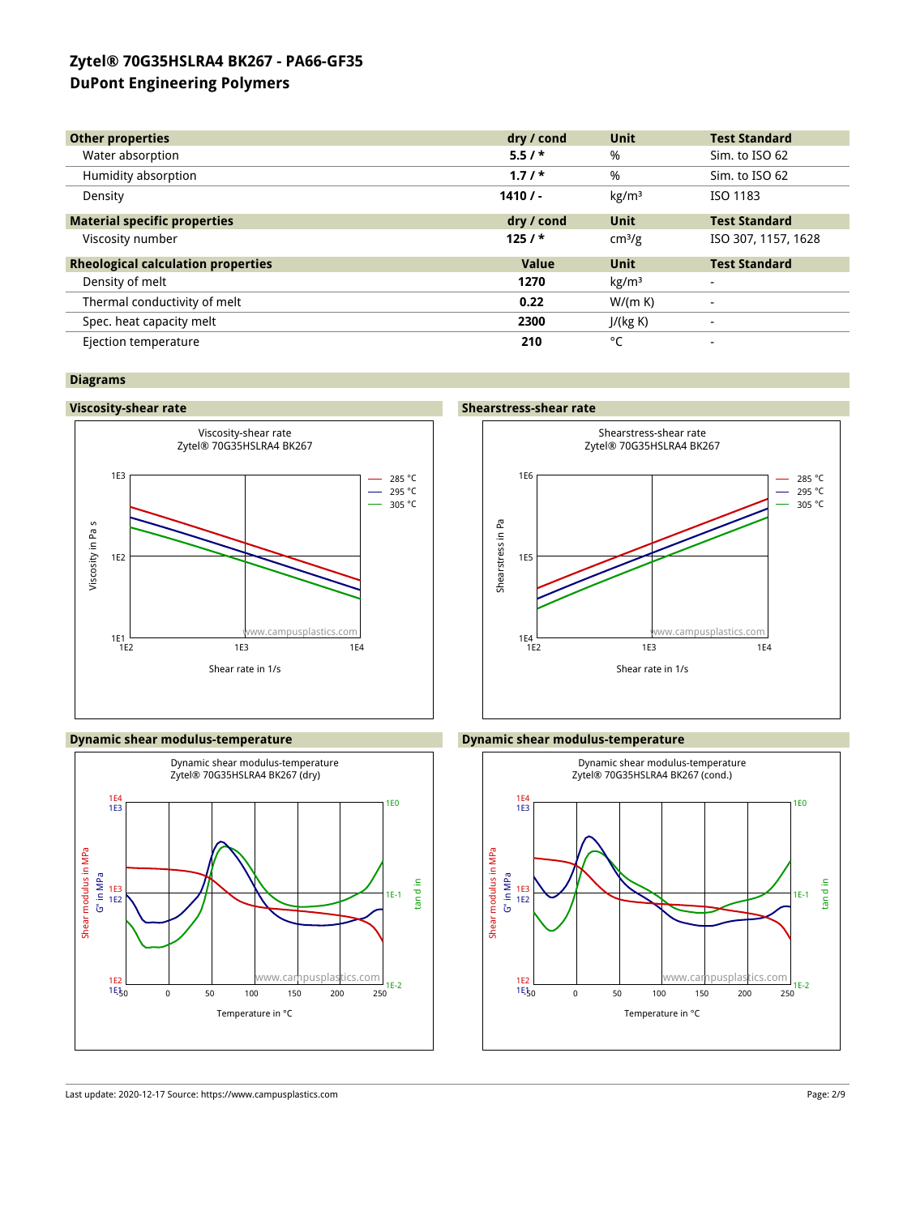# Zytel® 70G35HSLRA4 BK267 - PA66-GF35
## DuPont Engineering Polymers

| Other properties | dry / cond | Unit | Test Standard |
|---|---|---|---|
| Water absorption | **5.5 / *** | % | Sim. to ISO 62 |
| Humidity absorption | **1.7 / *** | % | Sim. to ISO 62 |
| Density | **1410 / -** | kg/m³ | ISO 1183 |

| Material specific properties | dry / cond | Unit | Test Standard |
|---|---|---|---|
| Viscosity number | **125 / *** | cm³/g | ISO 307, 1157, 1628 |

| Rheological calculation properties | Value | Unit | Test Standard |
|---|---|---|---|
| Density of melt | **1270** | kg/m³ | - |
| Thermal conductivity of melt | **0.22** | W/(m K) | - |
| Spec. heat capacity melt | **2300** | J/(kg K) | - |
| Ejection temperature | **210** | °C | - |

### Diagrams

#### Viscosity-shear rate

Viscosity-shear rate
Zytel® 70G35HSLRA4 BK267

#### Shearstress-shear rate

Shearstress-shear rate
Zytel® 70G35HSLRA4 BK267

#### Dynamic shear modulus-temperature

Dynamic shear modulus-temperature
Zytel® 70G35HSLRA4 BK267 (dry)

#### Dynamic shear modulus-temperature

Dynamic shear modulus-temperature
Zytel® 70G35HSLRA4 BK267 (cond.)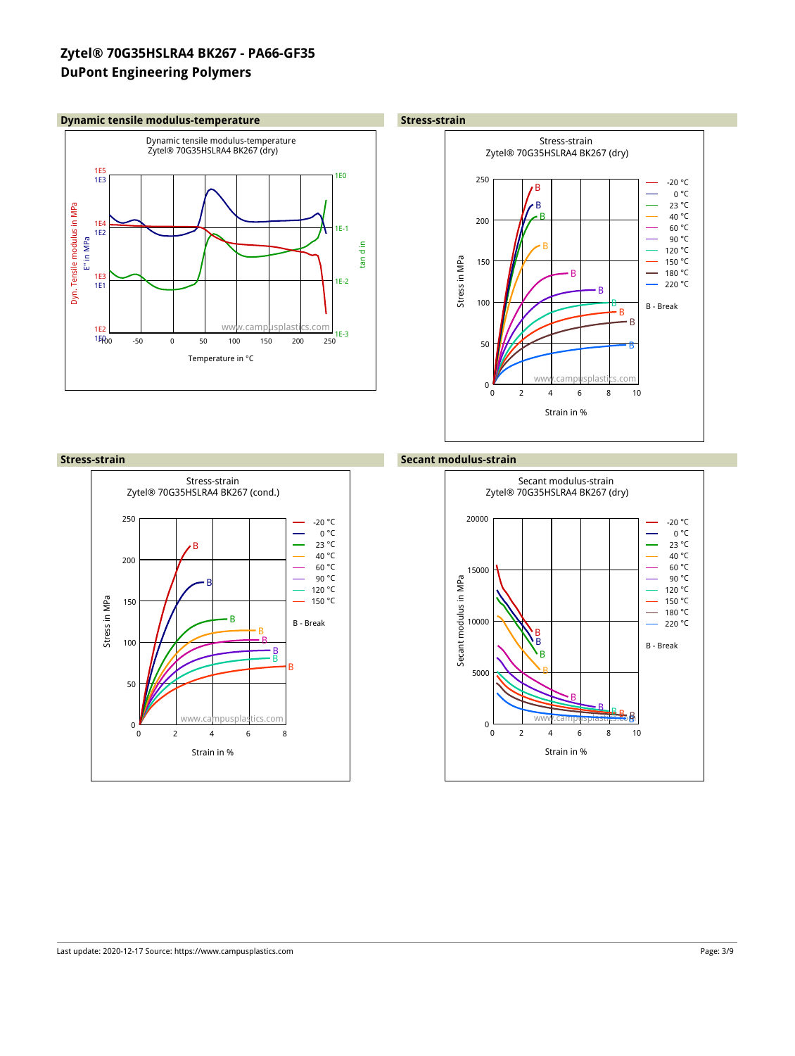# Zytel® 70G35HSLRA4 BK267 - PA66-GF35

## DuPont Engineering Polymers

### Dynamic tensile modulus-temperature

Dynamic tensile modulus-temperature
Zytel® 70G35HSLRA4 BK267 (dry)

### Stress-strain

Stress-strain
Zytel® 70G35HSLRA4 BK267 (dry)

### Stress-strain

Stress-strain
Zytel® 70G35HSLRA4 BK267 (cond.)

### Secant modulus-strain

Secant modulus-strain
Zytel® 70G35HSLRA4 BK267 (dry)

Last update: 2020-12-17 Source: https://www.campusplastics.com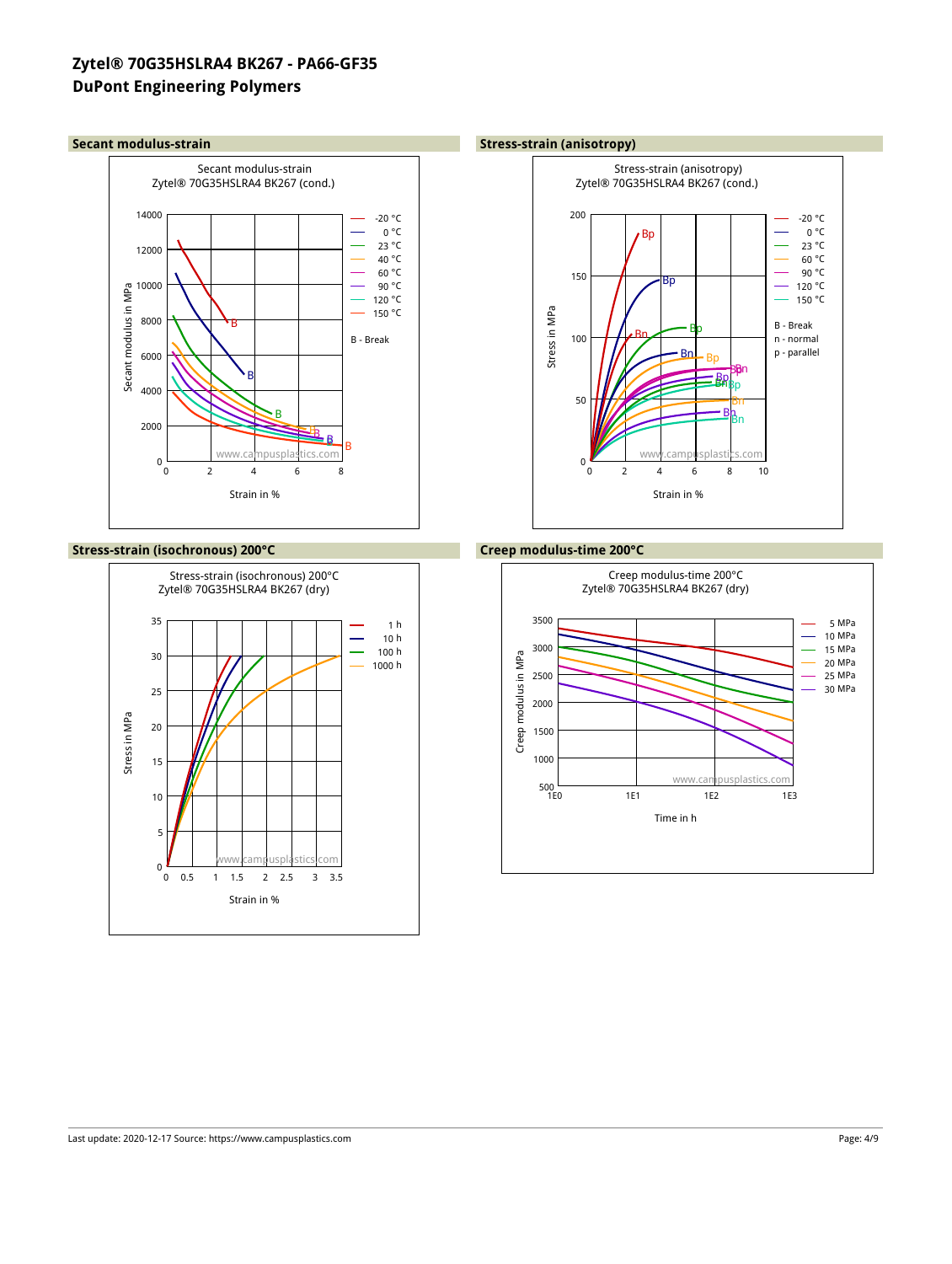# Zytel® 70G35HSLRA4 BK267 - PA66-GF35
## DuPont Engineering Polymers

### Secant modulus-strain

Secant modulus-strain
Zytel® 70G35HSLRA4 BK267 (cond.)

Secant modulus in MPa (0–14000) vs. Strain in % (0–8)

Legend: -20 °C, 0 °C, 23 °C, 40 °C, 60 °C, 90 °C, 120 °C, 150 °C

B - Break

www.campusplastics.com

### Stress-strain (anisotropy)

Stress-strain (anisotropy)
Zytel® 70G35HSLRA4 BK267 (cond.)

Stress in MPa (0–200) vs. Strain in % (0–10)

Legend: -20 °C, 0 °C, 23 °C, 60 °C, 90 °C, 120 °C, 150 °C

B - Break
n - normal
p - parallel

www.campusplastics.com

### Stress-strain (isochronous) 200°C

Stress-strain (isochronous) 200°C
Zytel® 70G35HSLRA4 BK267 (dry)

Stress in MPa (0–35) vs. Strain in % (0–3.5)

Legend: 1 h, 10 h, 100 h, 1000 h

www.campusplastics.com

### Creep modulus-time 200°C

Creep modulus-time 200°C
Zytel® 70G35HSLRA4 BK267 (dry)

Creep modulus in MPa (500–3500) vs. Time in h (1E0–1E3)

Legend: 5 MPa, 10 MPa, 15 MPa, 20 MPa, 25 MPa, 30 MPa

www.campusplastics.com

Last update: 2020-12-17 Source: https://www.campusplastics.com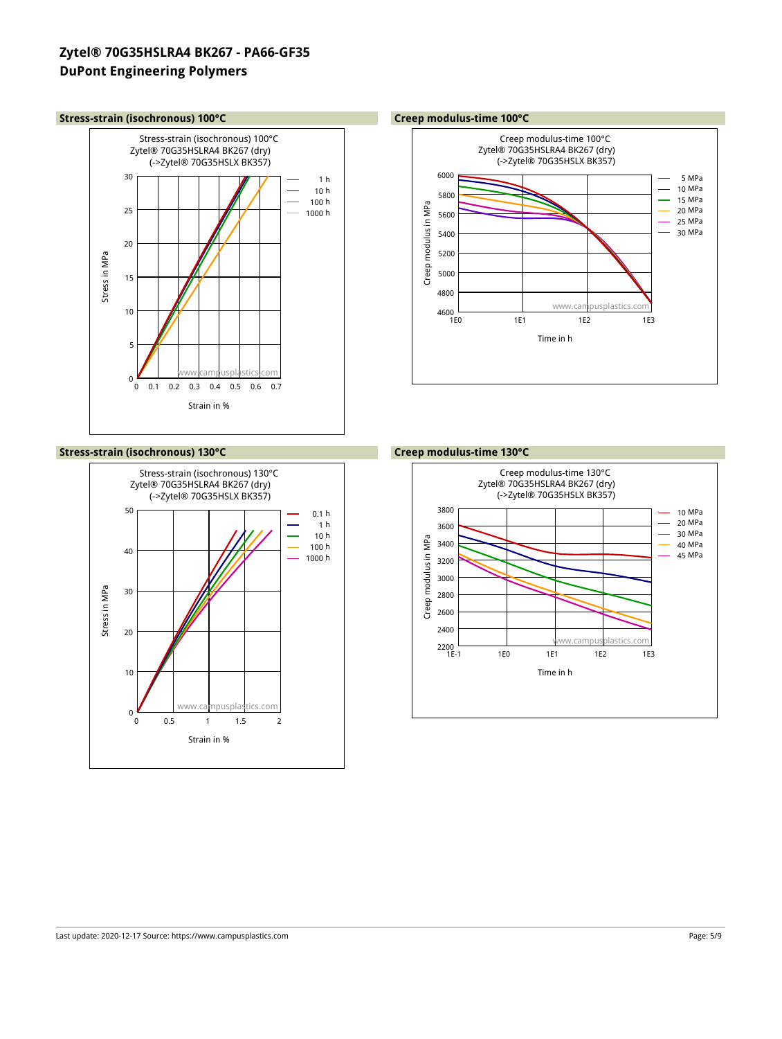# Zytel® 70G35HSLRA4 BK267 - PA66-GF35
# DuPont Engineering Polymers

## Stress-strain (isochronous) 100°C

Stress-strain (isochronous) 100°C
Zytel® 70G35HSLRA4 BK267 (dry)
(->Zytel® 70G35HSLX BK357)

Legend: 1 h, 10 h, 100 h, 1000 h

Stress in MPa (0–30) vs. Strain in % (0–0.7)

www.campusplastics.com

## Creep modulus-time 100°C

Creep modulus-time 100°C
Zytel® 70G35HSLRA4 BK267 (dry)
(->Zytel® 70G35HSLX BK357)

Legend: 5 MPa, 10 MPa, 15 MPa, 20 MPa, 25 MPa, 30 MPa

Creep modulus in MPa (4600–6000) vs. Time in h (1E0–1E3)

www.campusplastics.com

## Stress-strain (isochronous) 130°C

Stress-strain (isochronous) 130°C
Zytel® 70G35HSLRA4 BK267 (dry)
(->Zytel® 70G35HSLX BK357)

Legend: 0.1 h, 1 h, 10 h, 100 h, 1000 h

Stress in MPa (0–50) vs. Strain in % (0–2)

www.campusplastics.com

## Creep modulus-time 130°C

Creep modulus-time 130°C
Zytel® 70G35HSLRA4 BK267 (dry)
(->Zytel® 70G35HSLX BK357)

Legend: 10 MPa, 20 MPa, 30 MPa, 40 MPa, 45 MPa

Creep modulus in MPa (2200–3800) vs. Time in h (1E-1–1E3)

www.campusplastics.com

Last update: 2020-12-17 Source: https://www.campusplastics.com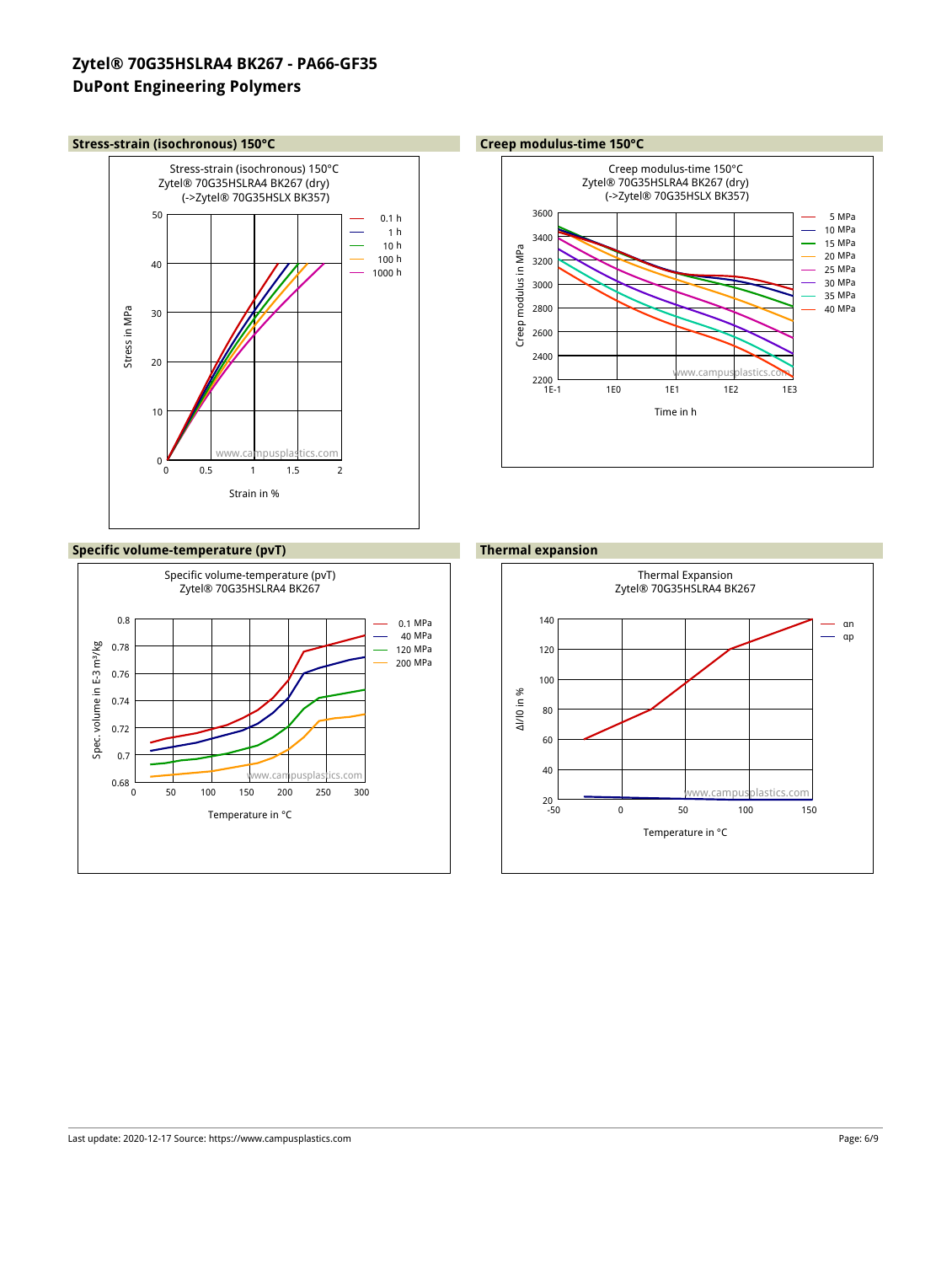# Zytel® 70G35HSLRA4 BK267 - PA66-GF35
## DuPont Engineering Polymers

### Stress-strain (isochronous) 150°C

Stress-strain (isochronous) 150°C
Zytel® 70G35HSLRA4 BK267 (dry)
(->Zytel® 70G35HSLX BK357)

Stress in MPa (0–50) vs. Strain in % (0–2)

Legend: 0.1 h, 1 h, 10 h, 100 h, 1000 h

### Creep modulus-time 150°C

Creep modulus-time 150°C
Zytel® 70G35HSLRA4 BK267 (dry)
(->Zytel® 70G35HSLX BK357)

Creep modulus in MPa (2200–3600) vs. Time in h (1E-1 – 1E3)

Legend: 5 MPa, 10 MPa, 15 MPa, 20 MPa, 25 MPa, 30 MPa, 35 MPa, 40 MPa

### Specific volume-temperature (pvT)

Specific volume-temperature (pvT)
Zytel® 70G35HSLRA4 BK267

Spec. volume in E-3 m³/kg (0.68–0.8) vs. Temperature in °C (0–300)

Legend: 0.1 MPa, 40 MPa, 120 MPa, 200 MPa

### Thermal expansion

Thermal Expansion
Zytel® 70G35HSLRA4 BK267

Δl/l0 in % (20–140) vs. Temperature in °C (-50–150)

Legend: αn, αp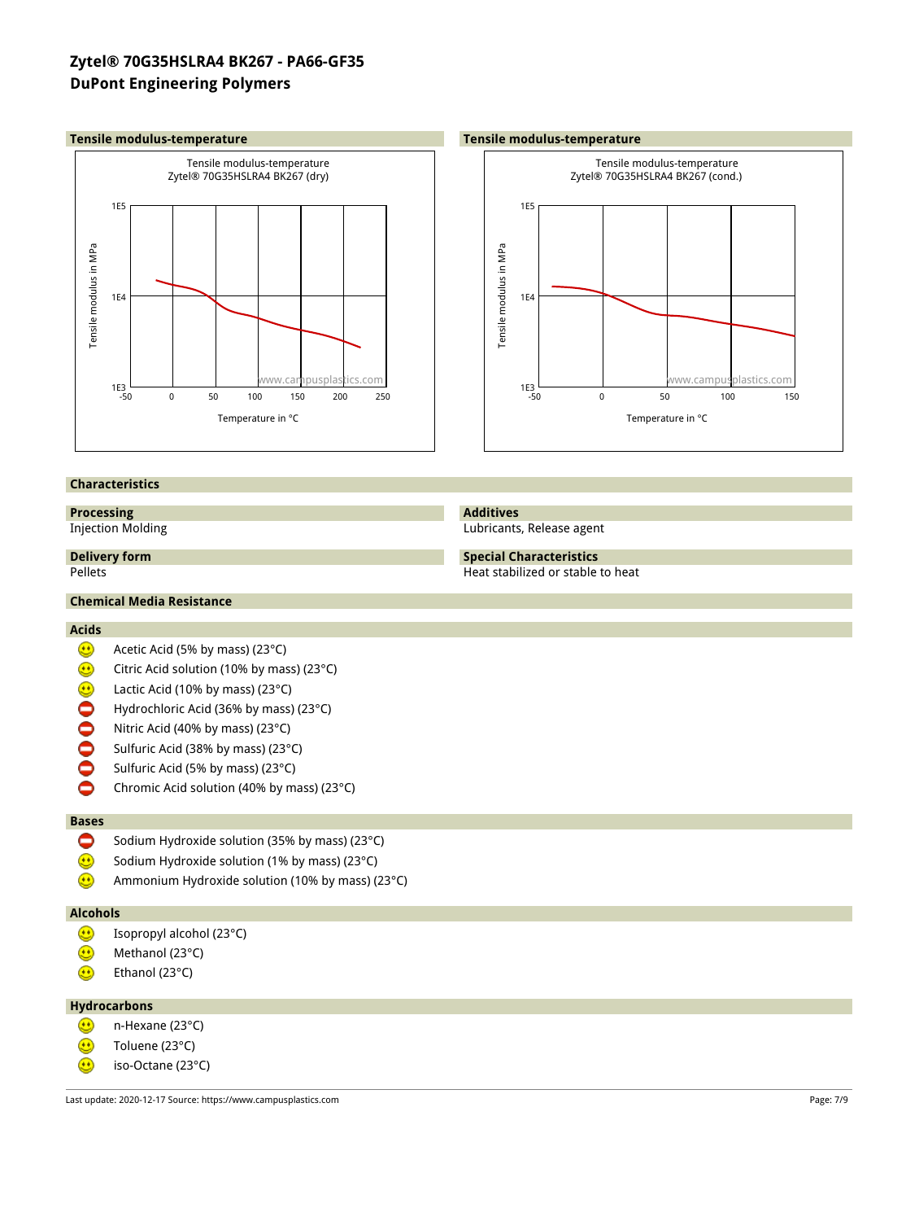# Zytel® 70G35HSLRA4 BK267 - PA66-GF35
## DuPont Engineering Polymers

### Tensile modulus-temperature

Tensile modulus-temperature
Zytel® 70G35HSLRA4 BK267 (dry)

Tensile modulus in MPa (1E3 – 1E5); Temperature in °C (-50 – 250)

### Tensile modulus-temperature

Tensile modulus-temperature
Zytel® 70G35HSLRA4 BK267 (cond.)

Tensile modulus in MPa (1E3 – 1E5); Temperature in °C (-50 – 150)

## Characteristics

### Processing
Injection Molding

### Delivery form
Pellets

### Additives
Lubricants, Release agent

### Special Characteristics
Heat stabilized or stable to heat

## Chemical Media Resistance

### Acids
- ☺ Acetic Acid (5% by mass) (23°C)
- ☺ Citric Acid solution (10% by mass) (23°C)
- ☺ Lactic Acid (10% by mass) (23°C)
- ⛔ Hydrochloric Acid (36% by mass) (23°C)
- ⛔ Nitric Acid (40% by mass) (23°C)
- ⛔ Sulfuric Acid (38% by mass) (23°C)
- ⛔ Sulfuric Acid (5% by mass) (23°C)
- ⛔ Chromic Acid solution (40% by mass) (23°C)

### Bases
- ⛔ Sodium Hydroxide solution (35% by mass) (23°C)
- ☺ Sodium Hydroxide solution (1% by mass) (23°C)
- ☺ Ammonium Hydroxide solution (10% by mass) (23°C)

### Alcohols
- ☺ Isopropyl alcohol (23°C)
- ☺ Methanol (23°C)
- ☺ Ethanol (23°C)

### Hydrocarbons
- ☺ n-Hexane (23°C)
- ☺ Toluene (23°C)
- ☺ iso-Octane (23°C)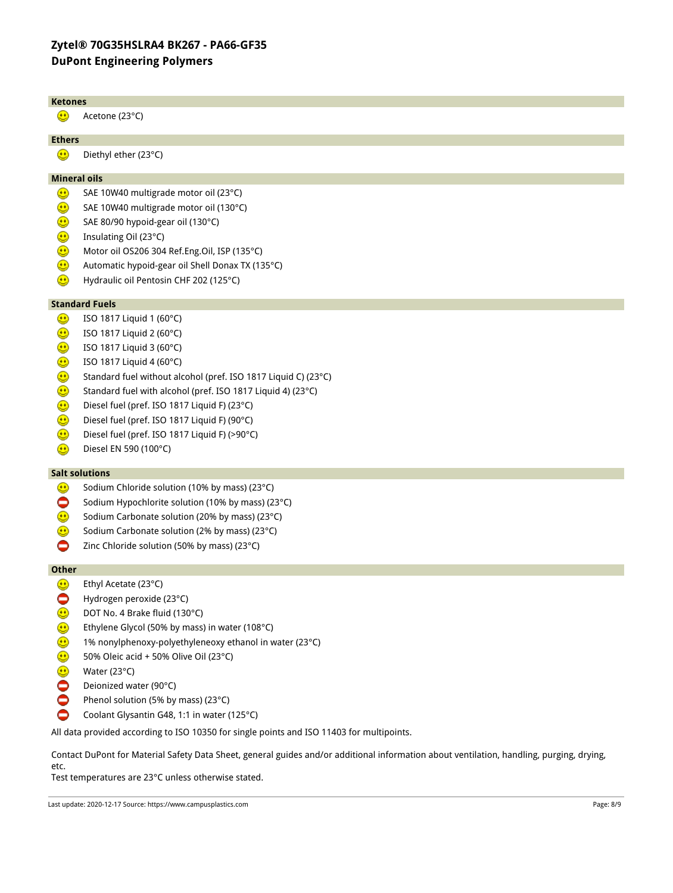**Ketones**

- 🙂 Acetone (23°C)

**Ethers**

- 🙂 Diethyl ether (23°C)

**Mineral oils**

- 🙂 SAE 10W40 multigrade motor oil (23°C)
- 🙂 SAE 10W40 multigrade motor oil (130°C)
- 🙂 SAE 80/90 hypoid-gear oil (130°C)
- 🙂 Insulating Oil (23°C)
- 🙂 Motor oil OS206 304 Ref.Eng.Oil, ISP (135°C)
- 🙂 Automatic hypoid-gear oil Shell Donax TX (135°C)
- 🙂 Hydraulic oil Pentosin CHF 202 (125°C)

**Standard Fuels**

- 🙂 ISO 1817 Liquid 1 (60°C)
- 🙂 ISO 1817 Liquid 2 (60°C)
- 🙂 ISO 1817 Liquid 3 (60°C)
- 🙂 ISO 1817 Liquid 4 (60°C)
- 🙂 Standard fuel without alcohol (pref. ISO 1817 Liquid C) (23°C)
- 🙂 Standard fuel with alcohol (pref. ISO 1817 Liquid 4) (23°C)
- 🙂 Diesel fuel (pref. ISO 1817 Liquid F) (23°C)
- 🙂 Diesel fuel (pref. ISO 1817 Liquid F) (90°C)
- 🙂 Diesel fuel (pref. ISO 1817 Liquid F) (>90°C)
- 🙂 Diesel EN 590 (100°C)

**Salt solutions**

- 🙂 Sodium Chloride solution (10% by mass) (23°C)
- ⛔ Sodium Hypochlorite solution (10% by mass) (23°C)
- 🙂 Sodium Carbonate solution (20% by mass) (23°C)
- 🙂 Sodium Carbonate solution (2% by mass) (23°C)
- ⛔ Zinc Chloride solution (50% by mass) (23°C)

**Other**

- 🙂 Ethyl Acetate (23°C)
- ⛔ Hydrogen peroxide (23°C)
- 🙂 DOT No. 4 Brake fluid (130°C)
- 🙂 Ethylene Glycol (50% by mass) in water (108°C)
- 🙂 1% nonylphenoxy-polyethyleneoxy ethanol in water (23°C)
- 🙂 50% Oleic acid + 50% Olive Oil (23°C)
- 🙂 Water (23°C)
- ⛔ Deionized water (90°C)
- ⛔ Phenol solution (5% by mass) (23°C)
- ⛔ Coolant Glysantin G48, 1:1 in water (125°C)

All data provided according to ISO 10350 for single points and ISO 11403 for multipoints.

Contact DuPont for Material Safety Data Sheet, general guides and/or additional information about ventilation, handling, purging, drying, etc.
Test temperatures are 23°C unless otherwise stated.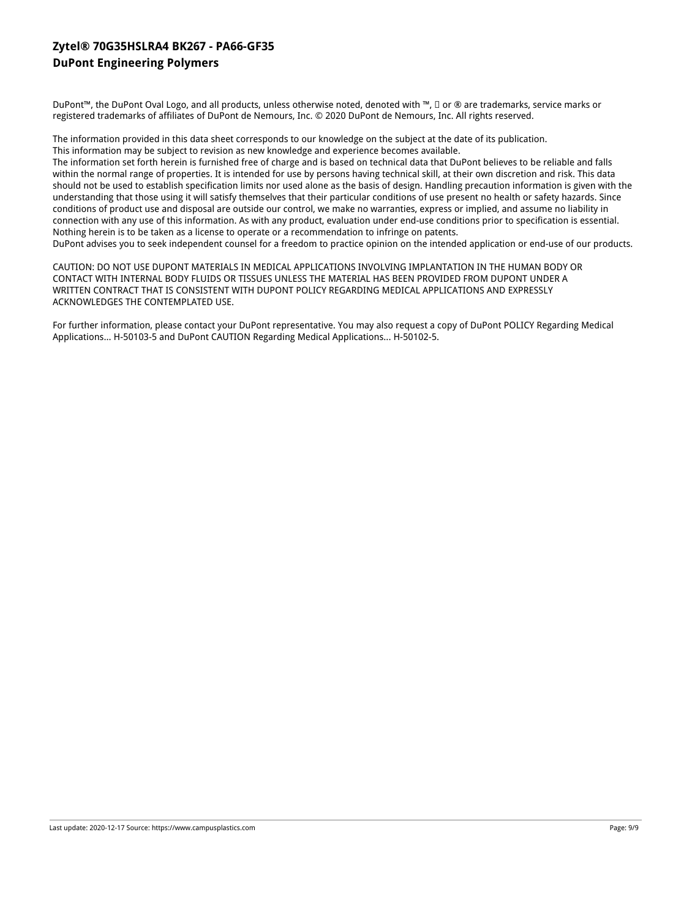DuPont™, the DuPont Oval Logo, and all products, unless otherwise noted, denoted with ™, ℠ or ® are trademarks, service marks or registered trademarks of affiliates of DuPont de Nemours, Inc. © 2020 DuPont de Nemours, Inc. All rights reserved.

The information provided in this data sheet corresponds to our knowledge on the subject at the date of its publication.
This information may be subject to revision as new knowledge and experience becomes available.
The information set forth herein is furnished free of charge and is based on technical data that DuPont believes to be reliable and falls within the normal range of properties. It is intended for use by persons having technical skill, at their own discretion and risk. This data should not be used to establish specification limits nor used alone as the basis of design. Handling precaution information is given with the understanding that those using it will satisfy themselves that their particular conditions of use present no health or safety hazards. Since conditions of product use and disposal are outside our control, we make no warranties, express or implied, and assume no liability in connection with any use of this information. As with any product, evaluation under end-use conditions prior to specification is essential.
Nothing herein is to be taken as a license to operate or a recommendation to infringe on patents.
DuPont advises you to seek independent counsel for a freedom to practice opinion on the intended application or end-use of our products.

CAUTION: DO NOT USE DUPONT MATERIALS IN MEDICAL APPLICATIONS INVOLVING IMPLANTATION IN THE HUMAN BODY OR CONTACT WITH INTERNAL BODY FLUIDS OR TISSUES UNLESS THE MATERIAL HAS BEEN PROVIDED FROM DUPONT UNDER A WRITTEN CONTRACT THAT IS CONSISTENT WITH DUPONT POLICY REGARDING MEDICAL APPLICATIONS AND EXPRESSLY ACKNOWLEDGES THE CONTEMPLATED USE.

For further information, please contact your DuPont representative. You may also request a copy of DuPont POLICY Regarding Medical Applications... H-50103-5 and DuPont CAUTION Regarding Medical Applications... H-50102-5.